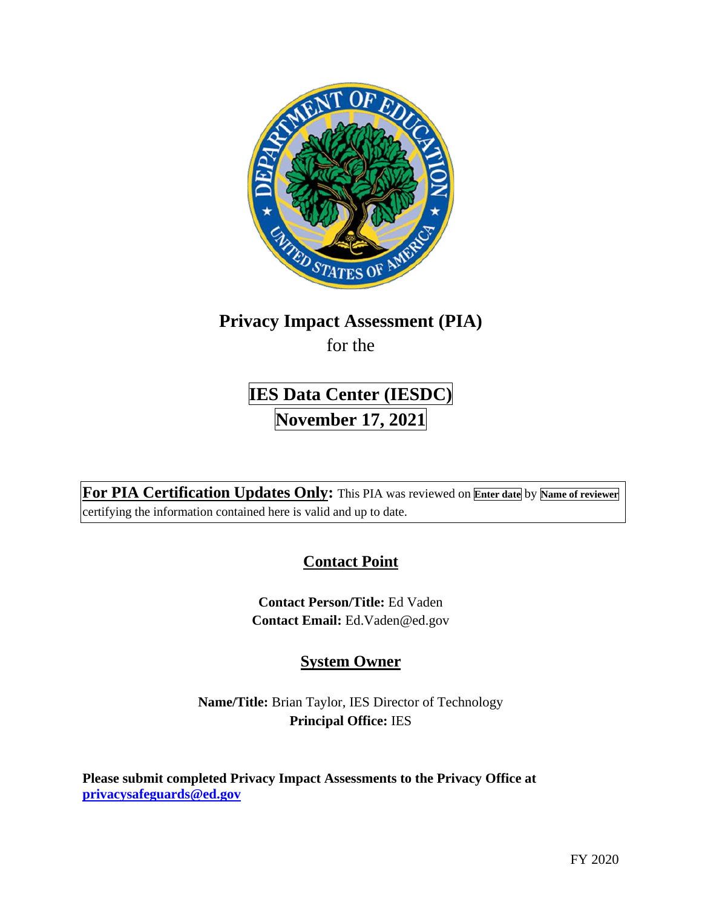# Privacy Impact Assessment (PIA)

for the

## IES Data Center (IESDC)

## November 17, 2021

**For PIA Certification Updates Only:** This PIA was reviewed on **Enter date** by **Name of reviewer** certifying the information contained here is valid and up to date.

## Contact Point

**Contact Person/Title:** Ed Vaden

**Contact Email:** Ed.Vaden@ed.gov

## System Owner

**Name/Title:** Brian Taylor, IES Director of Technology

**Principal Office:** IES

**Please submit completed Privacy Impact Assessments to the Privacy Office at privacysafeguards@ed.gov**

FY 2020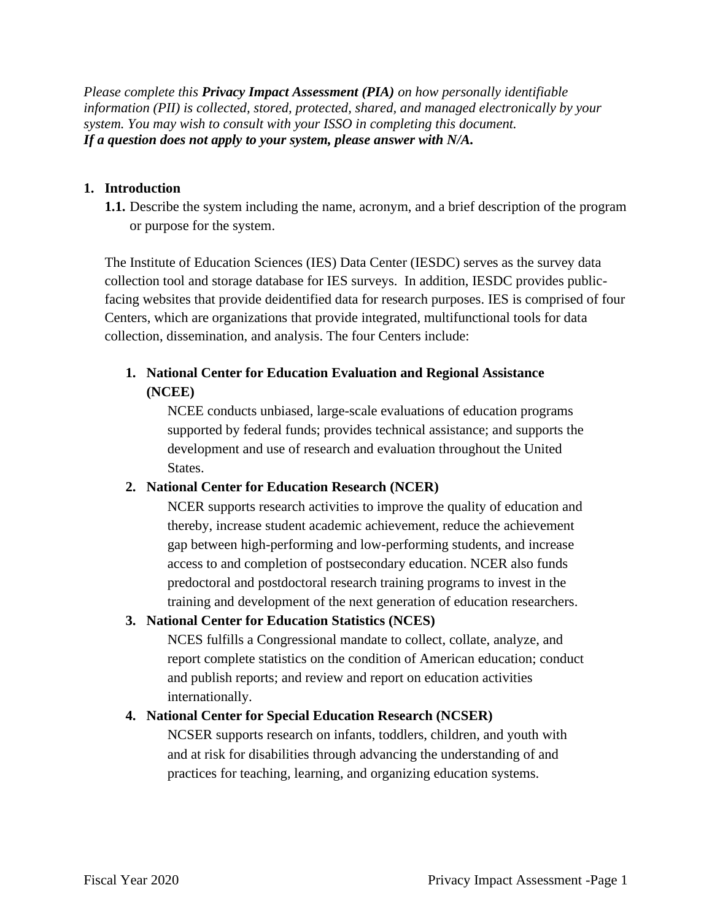*Please complete this **Privacy Impact Assessment (PIA)** on how personally identifiable information (PII) is collected, stored, protected, shared, and managed electronically by your system. You may wish to consult with your ISSO in completing this document.*
***If a question does not apply to your system, please answer with N/A.***

## 1. Introduction

**1.1.** Describe the system including the name, acronym, and a brief description of the program or purpose for the system.

The Institute of Education Sciences (IES) Data Center (IESDC) serves as the survey data collection tool and storage database for IES surveys. In addition, IESDC provides public-facing websites that provide deidentified data for research purposes. IES is comprised of four Centers, which are organizations that provide integrated, multifunctional tools for data collection, dissemination, and analysis. The four Centers include:

1. **National Center for Education Evaluation and Regional Assistance (NCEE)**
   NCEE conducts unbiased, large-scale evaluations of education programs supported by federal funds; provides technical assistance; and supports the development and use of research and evaluation throughout the United States.
2. **National Center for Education Research (NCER)**
   NCER supports research activities to improve the quality of education and thereby, increase student academic achievement, reduce the achievement gap between high-performing and low-performing students, and increase access to and completion of postsecondary education. NCER also funds predoctoral and postdoctoral research training programs to invest in the training and development of the next generation of education researchers.
3. **National Center for Education Statistics (NCES)**
   NCES fulfills a Congressional mandate to collect, collate, analyze, and report complete statistics on the condition of American education; conduct and publish reports; and review and report on education activities internationally.
4. **National Center for Special Education Research (NCSER)**
   NCSER supports research on infants, toddlers, children, and youth with and at risk for disabilities through advancing the understanding of and practices for teaching, learning, and organizing education systems.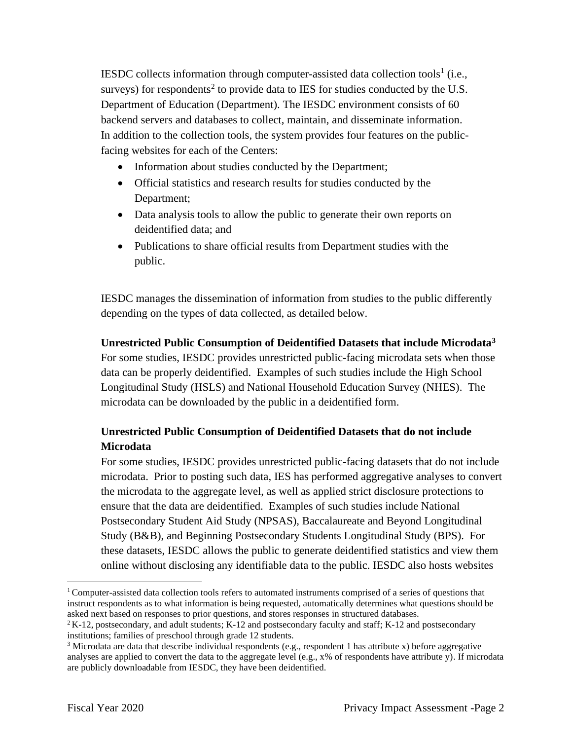IESDC collects information through computer-assisted data collection tools[1] (i.e., surveys) for respondents[2] to provide data to IES for studies conducted by the U.S. Department of Education (Department). The IESDC environment consists of 60 backend servers and databases to collect, maintain, and disseminate information. In addition to the collection tools, the system provides four features on the public-facing websites for each of the Centers:

- Information about studies conducted by the Department;
- Official statistics and research results for studies conducted by the Department;
- Data analysis tools to allow the public to generate their own reports on deidentified data; and
- Publications to share official results from Department studies with the public.

IESDC manages the dissemination of information from studies to the public differently depending on the types of data collected, as detailed below.

**Unrestricted Public Consumption of Deidentified Datasets that include Microdata[3]**

For some studies, IESDC provides unrestricted public-facing microdata sets when those data can be properly deidentified. Examples of such studies include the High School Longitudinal Study (HSLS) and National Household Education Survey (NHES). The microdata can be downloaded by the public in a deidentified form.

**Unrestricted Public Consumption of Deidentified Datasets that do not include Microdata**

For some studies, IESDC provides unrestricted public-facing datasets that do not include microdata. Prior to posting such data, IES has performed aggregative analyses to convert the microdata to the aggregate level, as well as applied strict disclosure protections to ensure that the data are deidentified. Examples of such studies include National Postsecondary Student Aid Study (NPSAS), Baccalaureate and Beyond Longitudinal Study (B&B), and Beginning Postsecondary Students Longitudinal Study (BPS). For these datasets, IESDC allows the public to generate deidentified statistics and view them online without disclosing any identifiable data to the public. IESDC also hosts websites

---

[1] Computer-assisted data collection tools refers to automated instruments comprised of a series of questions that instruct respondents as to what information is being requested, automatically determines what questions should be asked next based on responses to prior questions, and stores responses in structured databases.

[2] K-12, postsecondary, and adult students; K-12 and postsecondary faculty and staff; K-12 and postsecondary institutions; families of preschool through grade 12 students.

[3] Microdata are data that describe individual respondents (e.g., respondent 1 has attribute x) before aggregative analyses are applied to convert the data to the aggregate level (e.g., x% of respondents have attribute y). If microdata are publicly downloadable from IESDC, they have been deidentified.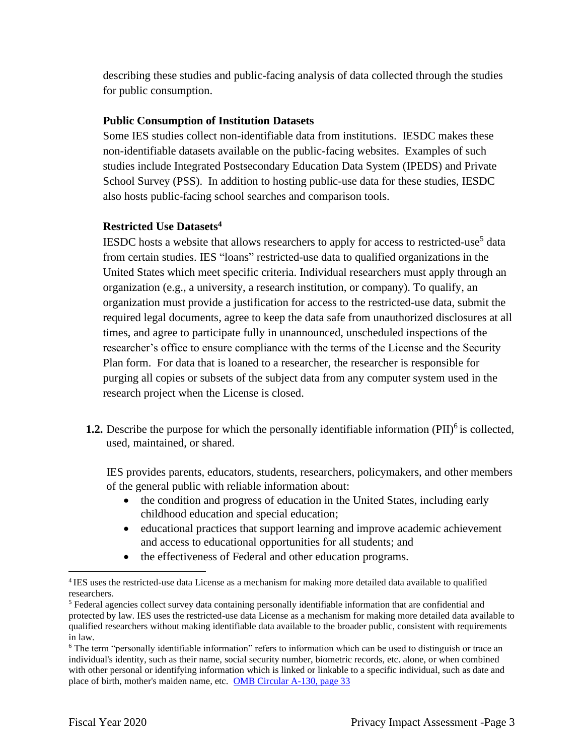describing these studies and public-facing analysis of data collected through the studies for public consumption.

**Public Consumption of Institution Datasets**

Some IES studies collect non-identifiable data from institutions. IESDC makes these non-identifiable datasets available on the public-facing websites. Examples of such studies include Integrated Postsecondary Education Data System (IPEDS) and Private School Survey (PSS). In addition to hosting public-use data for these studies, IESDC also hosts public-facing school searches and comparison tools.

**Restricted Use Datasets[4]**

IESDC hosts a website that allows researchers to apply for access to restricted-use[5] data from certain studies. IES "loans" restricted-use data to qualified organizations in the United States which meet specific criteria. Individual researchers must apply through an organization (e.g., a university, a research institution, or company). To qualify, an organization must provide a justification for access to the restricted-use data, submit the required legal documents, agree to keep the data safe from unauthorized disclosures at all times, and agree to participate fully in unannounced, unscheduled inspections of the researcher's office to ensure compliance with the terms of the License and the Security Plan form. For data that is loaned to a researcher, the researcher is responsible for purging all copies or subsets of the subject data from any computer system used in the research project when the License is closed.

**1.2.** Describe the purpose for which the personally identifiable information (PII)[6] is collected, used, maintained, or shared.

IES provides parents, educators, students, researchers, policymakers, and other members of the general public with reliable information about:

- the condition and progress of education in the United States, including early childhood education and special education;
- educational practices that support learning and improve academic achievement and access to educational opportunities for all students; and
- the effectiveness of Federal and other education programs.

---

[4] IES uses the restricted-use data License as a mechanism for making more detailed data available to qualified researchers.

[5] Federal agencies collect survey data containing personally identifiable information that are confidential and protected by law. IES uses the restricted-use data License as a mechanism for making more detailed data available to qualified researchers without making identifiable data available to the broader public, consistent with requirements in law.

[6] The term "personally identifiable information" refers to information which can be used to distinguish or trace an individual's identity, such as their name, social security number, biometric records, etc. alone, or when combined with other personal or identifying information which is linked or linkable to a specific individual, such as date and place of birth, mother's maiden name, etc. [OMB Circular A-130, page 33]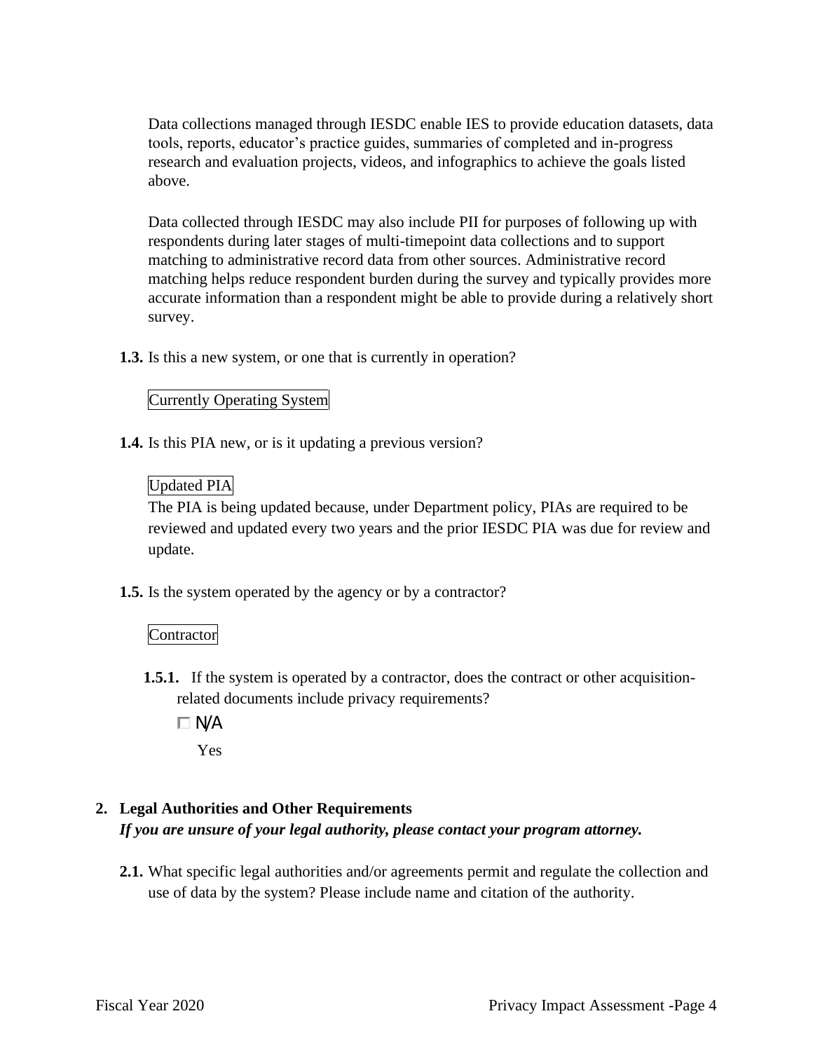Data collections managed through IESDC enable IES to provide education datasets, data tools, reports, educator's practice guides, summaries of completed and in-progress research and evaluation projects, videos, and infographics to achieve the goals listed above.

Data collected through IESDC may also include PII for purposes of following up with respondents during later stages of multi-timepoint data collections and to support matching to administrative record data from other sources. Administrative record matching helps reduce respondent burden during the survey and typically provides more accurate information than a respondent might be able to provide during a relatively short survey.

**1.3.** Is this a new system, or one that is currently in operation?

Currently Operating System

**1.4.** Is this PIA new, or is it updating a previous version?

Updated PIA

The PIA is being updated because, under Department policy, PIAs are required to be reviewed and updated every two years and the prior IESDC PIA was due for review and update.

**1.5.** Is the system operated by the agency or by a contractor?

Contractor

**1.5.1.** If the system is operated by a contractor, does the contract or other acquisition-related documents include privacy requirements?

☐ N/A

Yes

## 2. Legal Authorities and Other Requirements

***If you are unsure of your legal authority, please contact your program attorney.***

**2.1.** What specific legal authorities and/or agreements permit and regulate the collection and use of data by the system? Please include name and citation of the authority.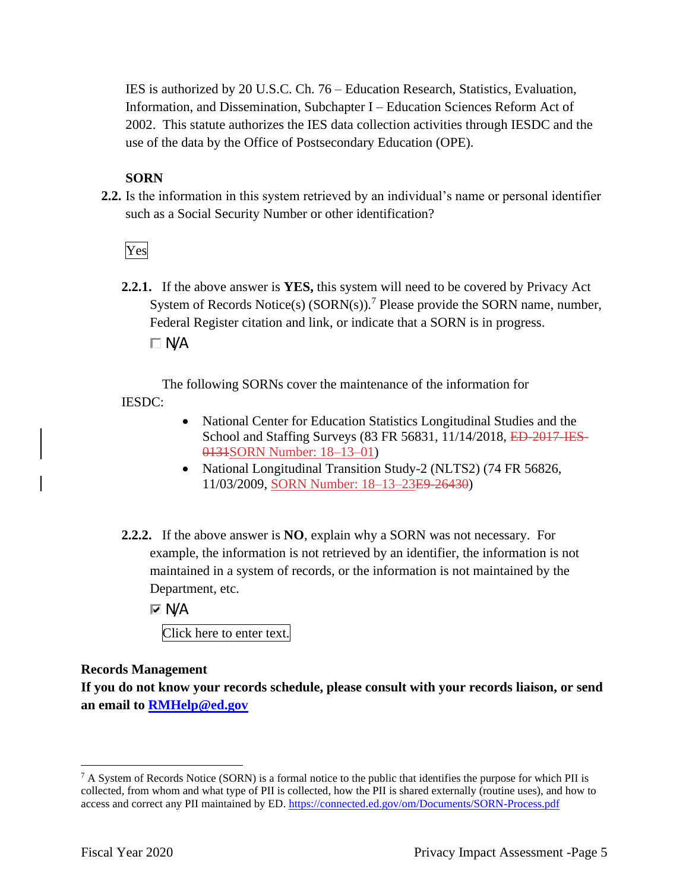IES is authorized by 20 U.S.C. Ch. 76 – Education Research, Statistics, Evaluation, Information, and Dissemination, Subchapter I – Education Sciences Reform Act of 2002. This statute authorizes the IES data collection activities through IESDC and the use of the data by the Office of Postsecondary Education (OPE).

**SORN**

**2.2.** Is the information in this system retrieved by an individual's name or personal identifier such as a Social Security Number or other identification?

Yes

**2.2.1.** If the above answer is **YES,** this system will need to be covered by Privacy Act System of Records Notice(s) (SORN(s)).[7] Please provide the SORN name, number, Federal Register citation and link, or indicate that a SORN is in progress.

☐ N/A

The following SORNs cover the maintenance of the information for IESDC:

- National Center for Education Statistics Longitudinal Studies and the School and Staffing Surveys (83 FR 56831, 11/14/2018, ~~ED-2017-IES-0131~~SORN Number: 18–13–01)
- National Longitudinal Transition Study-2 (NLTS2) (74 FR 56826, 11/03/2009, SORN Number: 18–13–23~~E9-26430~~)

**2.2.2.** If the above answer is **NO**, explain why a SORN was not necessary. For example, the information is not retrieved by an identifier, the information is not maintained in a system of records, or the information is not maintained by the Department, etc.

☑ N/A

Click here to enter text.

**Records Management**

**If you do not know your records schedule, please consult with your records liaison, or send an email to RMHelp@ed.gov**

[7] A System of Records Notice (SORN) is a formal notice to the public that identifies the purpose for which PII is collected, from whom and what type of PII is collected, how the PII is shared externally (routine uses), and how to access and correct any PII maintained by ED. https://connected.ed.gov/om/Documents/SORN-Process.pdf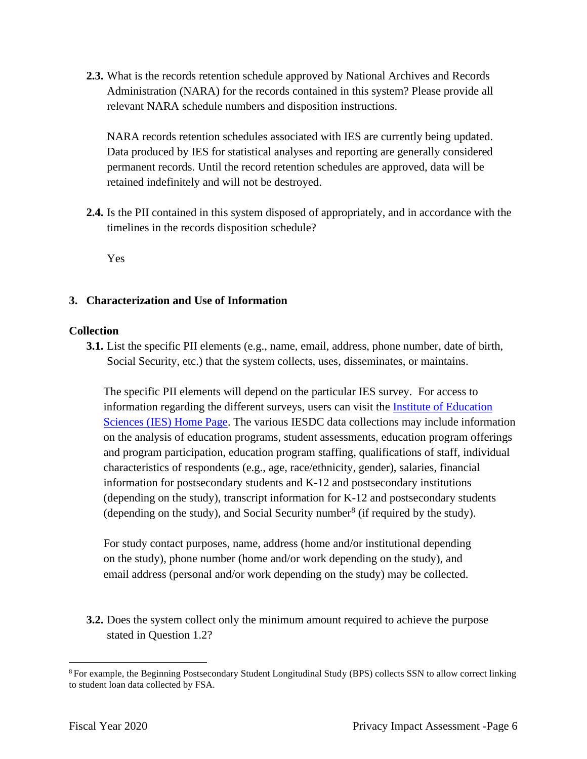**2.3.** What is the records retention schedule approved by National Archives and Records Administration (NARA) for the records contained in this system? Please provide all relevant NARA schedule numbers and disposition instructions.

NARA records retention schedules associated with IES are currently being updated. Data produced by IES for statistical analyses and reporting are generally considered permanent records. Until the record retention schedules are approved, data will be retained indefinitely and will not be destroyed.

**2.4.** Is the PII contained in this system disposed of appropriately, and in accordance with the timelines in the records disposition schedule?

Yes

## 3. Characterization and Use of Information

### Collection

**3.1.** List the specific PII elements (e.g., name, email, address, phone number, date of birth, Social Security, etc.) that the system collects, uses, disseminates, or maintains.

The specific PII elements will depend on the particular IES survey. For access to information regarding the different surveys, users can visit the [Institute of Education Sciences (IES) Home Page](). The various IESDC data collections may include information on the analysis of education programs, student assessments, education program offerings and program participation, education program staffing, qualifications of staff, individual characteristics of respondents (e.g., age, race/ethnicity, gender), salaries, financial information for postsecondary students and K-12 and postsecondary institutions (depending on the study), transcript information for K-12 and postsecondary students (depending on the study), and Social Security number[8] (if required by the study).

For study contact purposes, name, address (home and/or institutional depending on the study), phone number (home and/or work depending on the study), and email address (personal and/or work depending on the study) may be collected.

**3.2.** Does the system collect only the minimum amount required to achieve the purpose stated in Question 1.2?

---

[8] For example, the Beginning Postsecondary Student Longitudinal Study (BPS) collects SSN to allow correct linking to student loan data collected by FSA.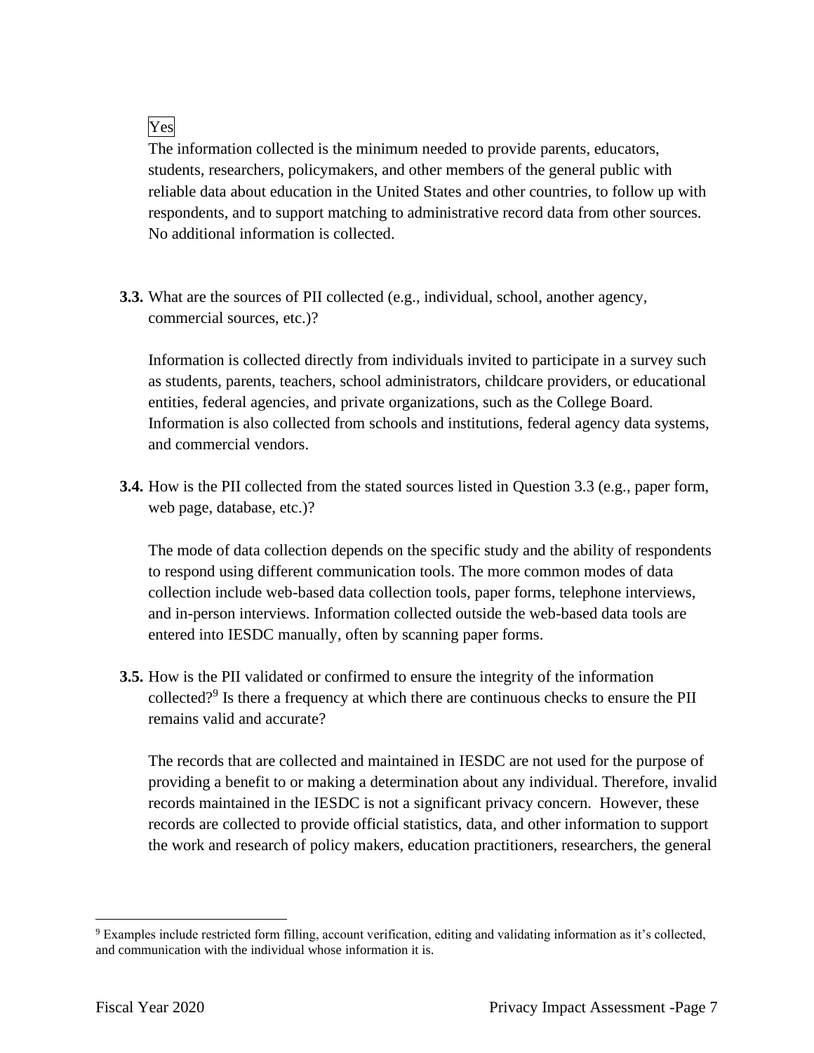Yes

The information collected is the minimum needed to provide parents, educators, students, researchers, policymakers, and other members of the general public with reliable data about education in the United States and other countries, to follow up with respondents, and to support matching to administrative record data from other sources. No additional information is collected.

**3.3.** What are the sources of PII collected (e.g., individual, school, another agency, commercial sources, etc.)?

Information is collected directly from individuals invited to participate in a survey such as students, parents, teachers, school administrators, childcare providers, or educational entities, federal agencies, and private organizations, such as the College Board. Information is also collected from schools and institutions, federal agency data systems, and commercial vendors.

**3.4.** How is the PII collected from the stated sources listed in Question 3.3 (e.g., paper form, web page, database, etc.)?

The mode of data collection depends on the specific study and the ability of respondents to respond using different communication tools. The more common modes of data collection include web-based data collection tools, paper forms, telephone interviews, and in-person interviews. Information collected outside the web-based data tools are entered into IESDC manually, often by scanning paper forms.

**3.5.** How is the PII validated or confirmed to ensure the integrity of the information collected?[9] Is there a frequency at which there are continuous checks to ensure the PII remains valid and accurate?

The records that are collected and maintained in IESDC are not used for the purpose of providing a benefit to or making a determination about any individual. Therefore, invalid records maintained in the IESDC is not a significant privacy concern. However, these records are collected to provide official statistics, data, and other information to support the work and research of policy makers, education practitioners, researchers, the general

[9] Examples include restricted form filling, account verification, editing and validating information as it's collected, and communication with the individual whose information it is.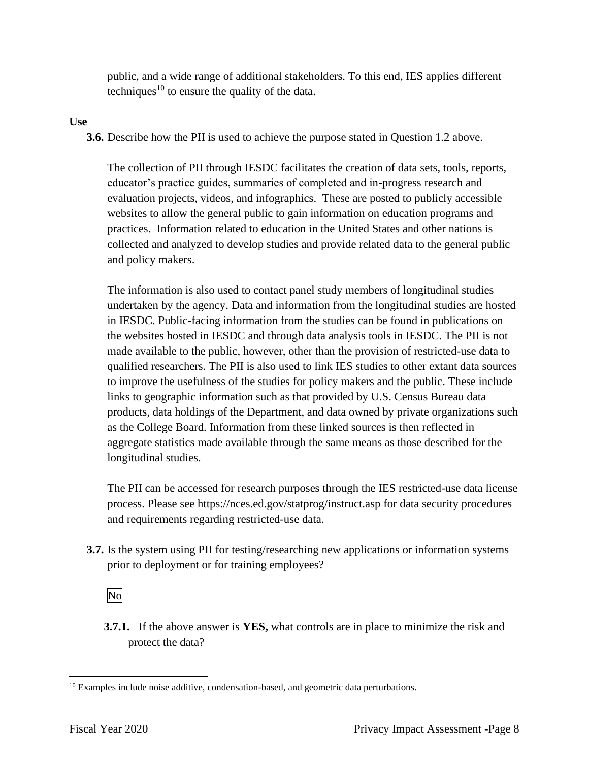public, and a wide range of additional stakeholders. To this end, IES applies different techniques[10] to ensure the quality of the data.

**Use**

**3.6.** Describe how the PII is used to achieve the purpose stated in Question 1.2 above.

The collection of PII through IESDC facilitates the creation of data sets, tools, reports, educator's practice guides, summaries of completed and in-progress research and evaluation projects, videos, and infographics. These are posted to publicly accessible websites to allow the general public to gain information on education programs and practices. Information related to education in the United States and other nations is collected and analyzed to develop studies and provide related data to the general public and policy makers.

The information is also used to contact panel study members of longitudinal studies undertaken by the agency. Data and information from the longitudinal studies are hosted in IESDC. Public-facing information from the studies can be found in publications on the websites hosted in IESDC and through data analysis tools in IESDC. The PII is not made available to the public, however, other than the provision of restricted-use data to qualified researchers. The PII is also used to link IES studies to other extant data sources to improve the usefulness of the studies for policy makers and the public. These include links to geographic information such as that provided by U.S. Census Bureau data products, data holdings of the Department, and data owned by private organizations such as the College Board. Information from these linked sources is then reflected in aggregate statistics made available through the same means as those described for the longitudinal studies.

The PII can be accessed for research purposes through the IES restricted-use data license process. Please see https://nces.ed.gov/statprog/instruct.asp for data security procedures and requirements regarding restricted-use data.

**3.7.** Is the system using PII for testing/researching new applications or information systems prior to deployment or for training employees?

No

**3.7.1.** If the above answer is **YES,** what controls are in place to minimize the risk and protect the data?

[10] Examples include noise additive, condensation-based, and geometric data perturbations.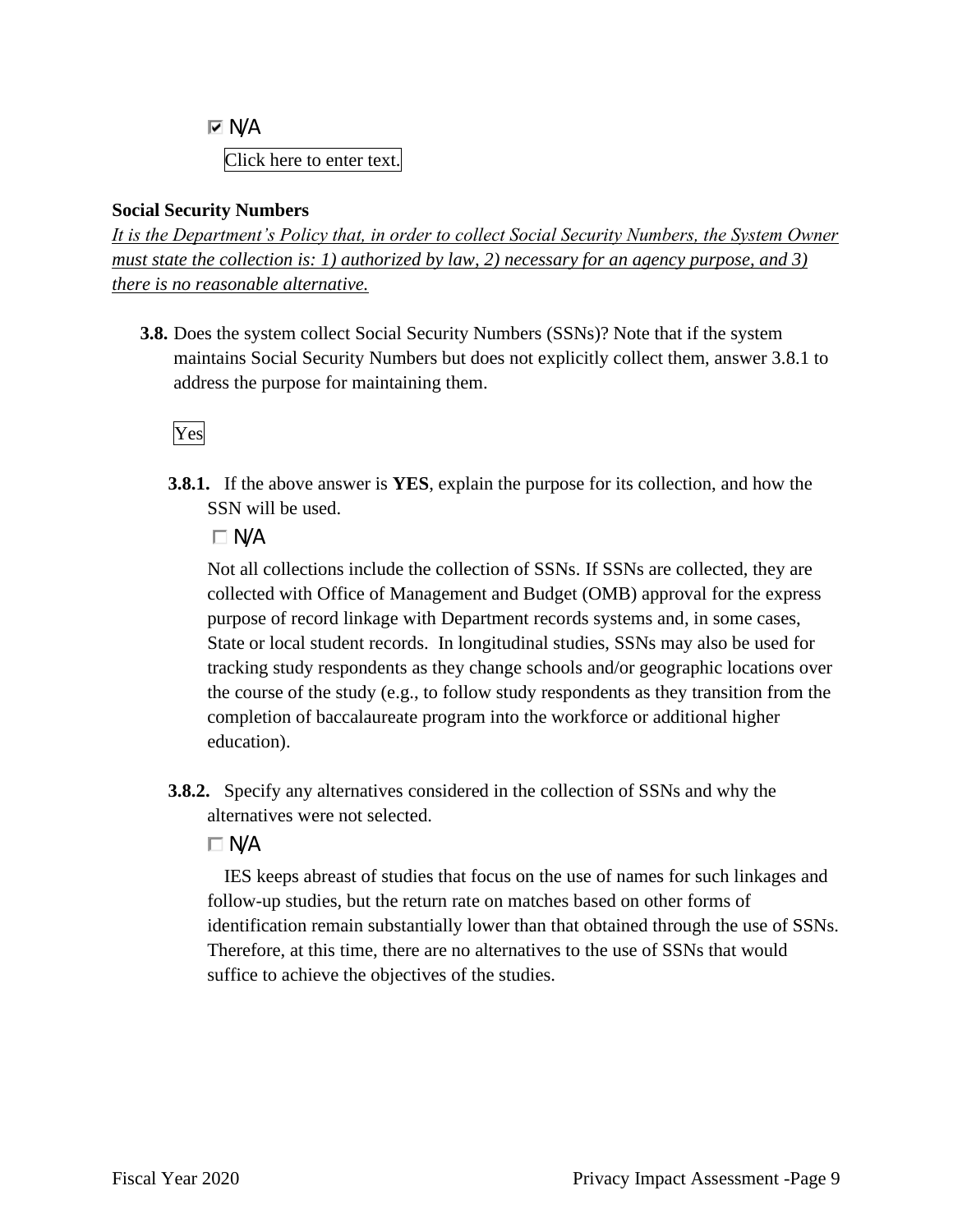☑ N/A

Click here to enter text.

**Social Security Numbers**

*It is the Department's Policy that, in order to collect Social Security Numbers, the System Owner must state the collection is: 1) authorized by law, 2) necessary for an agency purpose, and 3) there is no reasonable alternative.*

**3.8.** Does the system collect Social Security Numbers (SSNs)? Note that if the system maintains Social Security Numbers but does not explicitly collect them, answer 3.8.1 to address the purpose for maintaining them.

Yes

**3.8.1.** If the above answer is **YES**, explain the purpose for its collection, and how the SSN will be used.

☐ N/A

Not all collections include the collection of SSNs. If SSNs are collected, they are collected with Office of Management and Budget (OMB) approval for the express purpose of record linkage with Department records systems and, in some cases, State or local student records. In longitudinal studies, SSNs may also be used for tracking study respondents as they change schools and/or geographic locations over the course of the study (e.g., to follow study respondents as they transition from the completion of baccalaureate program into the workforce or additional higher education).

**3.8.2.** Specify any alternatives considered in the collection of SSNs and why the alternatives were not selected.

☐ N/A

IES keeps abreast of studies that focus on the use of names for such linkages and follow-up studies, but the return rate on matches based on other forms of identification remain substantially lower than that obtained through the use of SSNs. Therefore, at this time, there are no alternatives to the use of SSNs that would suffice to achieve the objectives of the studies.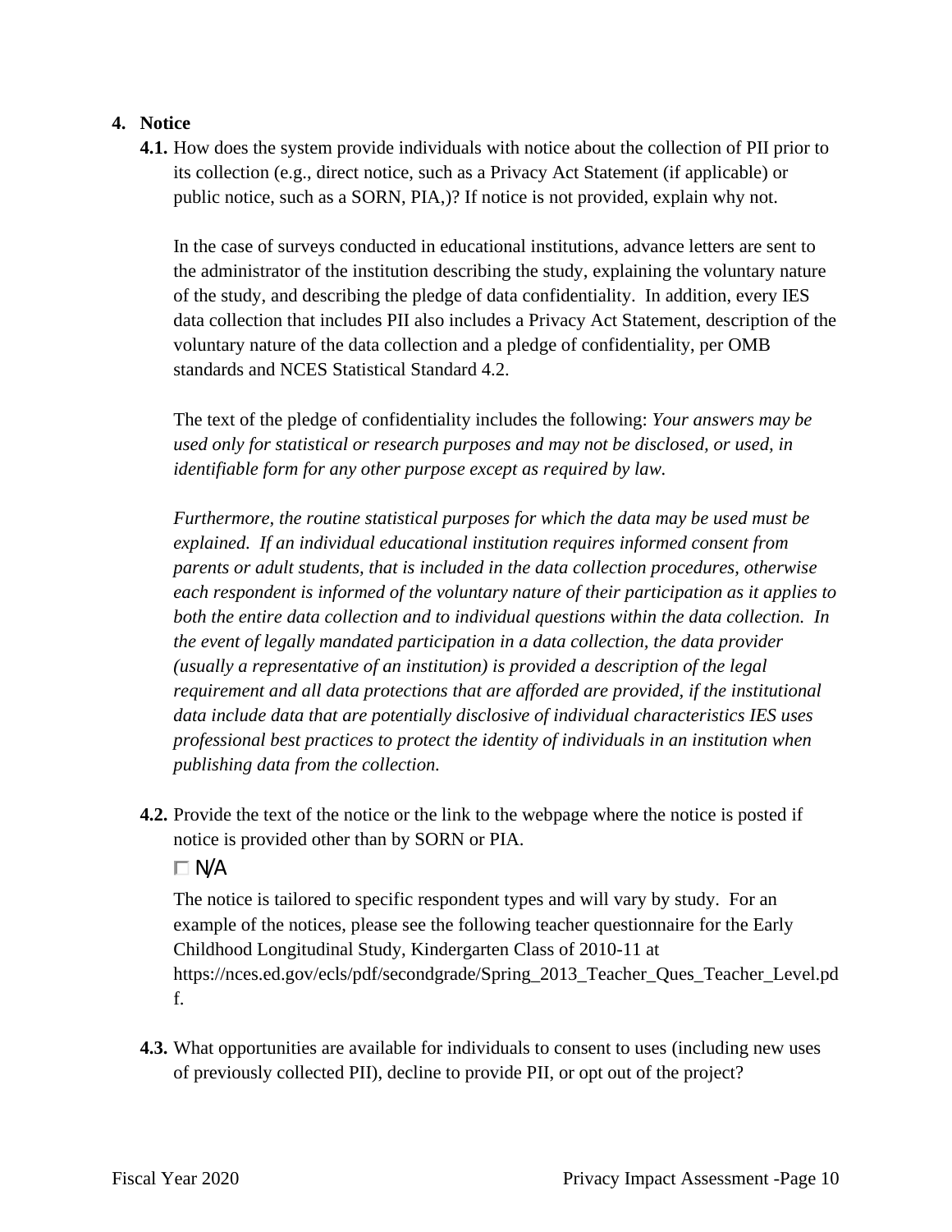4. **Notice**

**4.1.** How does the system provide individuals with notice about the collection of PII prior to its collection (e.g., direct notice, such as a Privacy Act Statement (if applicable) or public notice, such as a SORN, PIA,)? If notice is not provided, explain why not.

In the case of surveys conducted in educational institutions, advance letters are sent to the administrator of the institution describing the study, explaining the voluntary nature of the study, and describing the pledge of data confidentiality. In addition, every IES data collection that includes PII also includes a Privacy Act Statement, description of the voluntary nature of the data collection and a pledge of confidentiality, per OMB standards and NCES Statistical Standard 4.2.

The text of the pledge of confidentiality includes the following: *Your answers may be used only for statistical or research purposes and may not be disclosed, or used, in identifiable form for any other purpose except as required by law.*

*Furthermore, the routine statistical purposes for which the data may be used must be explained. If an individual educational institution requires informed consent from parents or adult students, that is included in the data collection procedures, otherwise each respondent is informed of the voluntary nature of their participation as it applies to both the entire data collection and to individual questions within the data collection. In the event of legally mandated participation in a data collection, the data provider (usually a representative of an institution) is provided a description of the legal requirement and all data protections that are afforded are provided, if the institutional data include data that are potentially disclosive of individual characteristics IES uses professional best practices to protect the identity of individuals in an institution when publishing data from the collection.*

**4.2.** Provide the text of the notice or the link to the webpage where the notice is posted if notice is provided other than by SORN or PIA.

☐ N/A

The notice is tailored to specific respondent types and will vary by study. For an example of the notices, please see the following teacher questionnaire for the Early Childhood Longitudinal Study, Kindergarten Class of 2010-11 at https://nces.ed.gov/ecls/pdf/secondgrade/Spring_2013_Teacher_Ques_Teacher_Level.pdf.

**4.3.** What opportunities are available for individuals to consent to uses (including new uses of previously collected PII), decline to provide PII, or opt out of the project?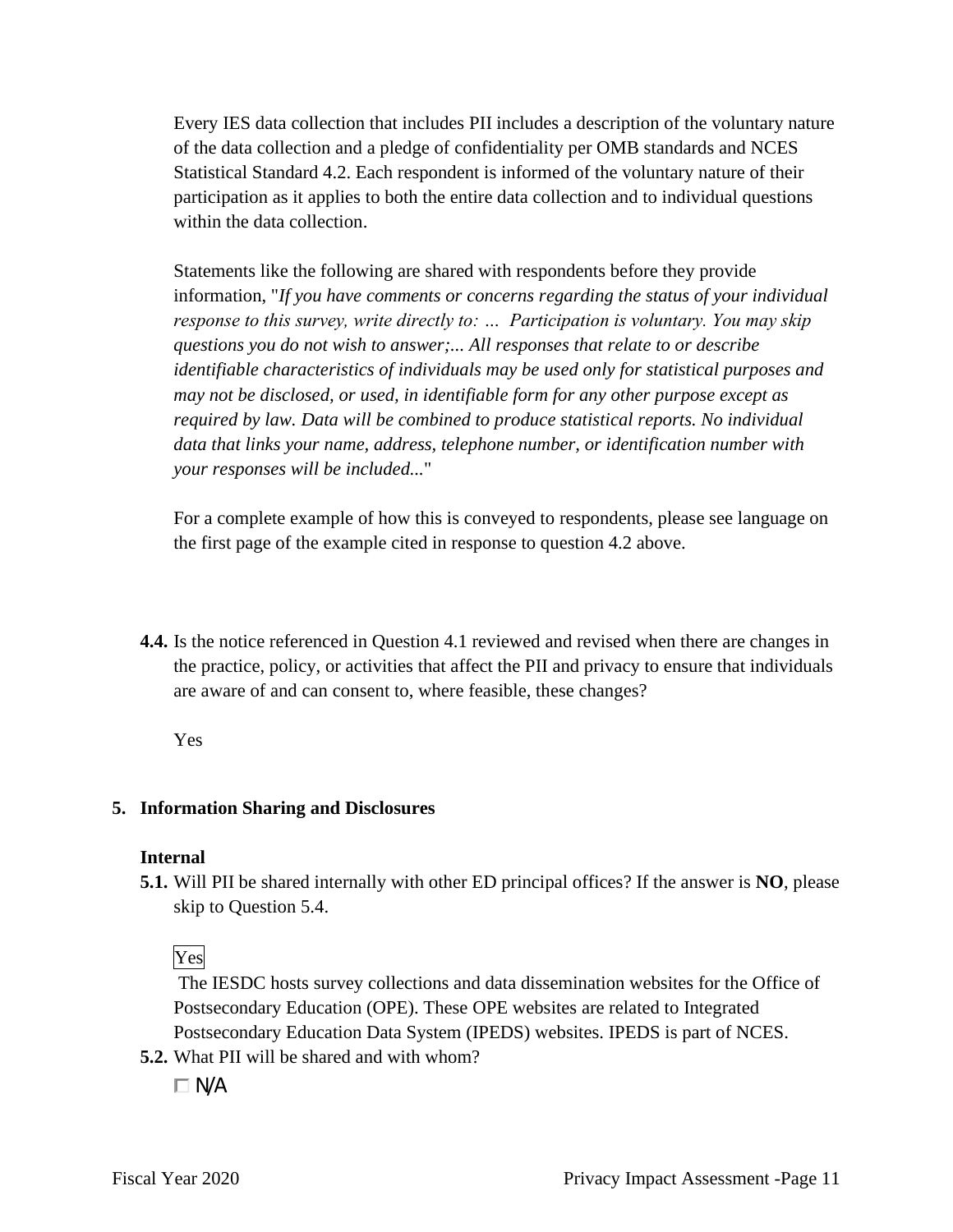Every IES data collection that includes PII includes a description of the voluntary nature of the data collection and a pledge of confidentiality per OMB standards and NCES Statistical Standard 4.2. Each respondent is informed of the voluntary nature of their participation as it applies to both the entire data collection and to individual questions within the data collection.

Statements like the following are shared with respondents before they provide information, "*If you have comments or concerns regarding the status of your individual response to this survey, write directly to: … Participation is voluntary. You may skip questions you do not wish to answer;... All responses that relate to or describe identifiable characteristics of individuals may be used only for statistical purposes and may not be disclosed, or used, in identifiable form for any other purpose except as required by law. Data will be combined to produce statistical reports. No individual data that links your name, address, telephone number, or identification number with your responses will be included...*"

For a complete example of how this is conveyed to respondents, please see language on the first page of the example cited in response to question 4.2 above.

**4.4.** Is the notice referenced in Question 4.1 reviewed and revised when there are changes in the practice, policy, or activities that affect the PII and privacy to ensure that individuals are aware of and can consent to, where feasible, these changes?

Yes

## 5. Information Sharing and Disclosures

### Internal

**5.1.** Will PII be shared internally with other ED principal offices? If the answer is **NO**, please skip to Question 5.4.

Yes

The IESDC hosts survey collections and data dissemination websites for the Office of Postsecondary Education (OPE). These OPE websites are related to Integrated Postsecondary Education Data System (IPEDS) websites. IPEDS is part of NCES.

**5.2.** What PII will be shared and with whom?

☐ N/A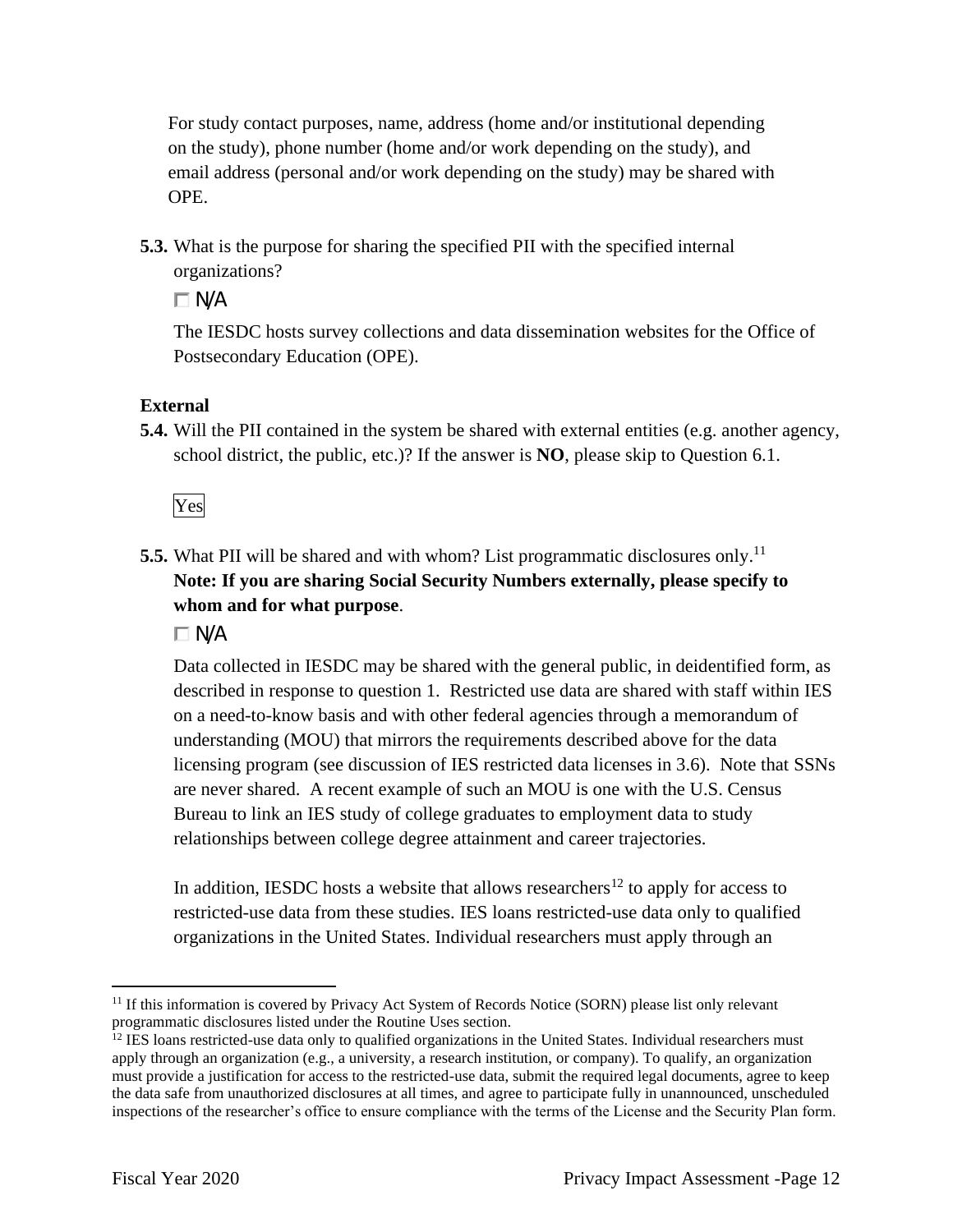For study contact purposes, name, address (home and/or institutional depending on the study), phone number (home and/or work depending on the study), and email address (personal and/or work depending on the study) may be shared with OPE.

**5.3.** What is the purpose for sharing the specified PII with the specified internal organizations?

☐ N/A

The IESDC hosts survey collections and data dissemination websites for the Office of Postsecondary Education (OPE).

**External**

**5.4.** Will the PII contained in the system be shared with external entities (e.g. another agency, school district, the public, etc.)? If the answer is **NO**, please skip to Question 6.1.

Yes

**5.5.** What PII will be shared and with whom? List programmatic disclosures only.[11] **Note: If you are sharing Social Security Numbers externally, please specify to whom and for what purpose**.

☐ N/A

Data collected in IESDC may be shared with the general public, in deidentified form, as described in response to question 1. Restricted use data are shared with staff within IES on a need-to-know basis and with other federal agencies through a memorandum of understanding (MOU) that mirrors the requirements described above for the data licensing program (see discussion of IES restricted data licenses in 3.6). Note that SSNs are never shared. A recent example of such an MOU is one with the U.S. Census Bureau to link an IES study of college graduates to employment data to study relationships between college degree attainment and career trajectories.

In addition, IESDC hosts a website that allows researchers[12] to apply for access to restricted-use data from these studies. IES loans restricted-use data only to qualified organizations in the United States. Individual researchers must apply through an

[11] If this information is covered by Privacy Act System of Records Notice (SORN) please list only relevant programmatic disclosures listed under the Routine Uses section.

[12] IES loans restricted-use data only to qualified organizations in the United States. Individual researchers must apply through an organization (e.g., a university, a research institution, or company). To qualify, an organization must provide a justification for access to the restricted-use data, submit the required legal documents, agree to keep the data safe from unauthorized disclosures at all times, and agree to participate fully in unannounced, unscheduled inspections of the researcher's office to ensure compliance with the terms of the License and the Security Plan form.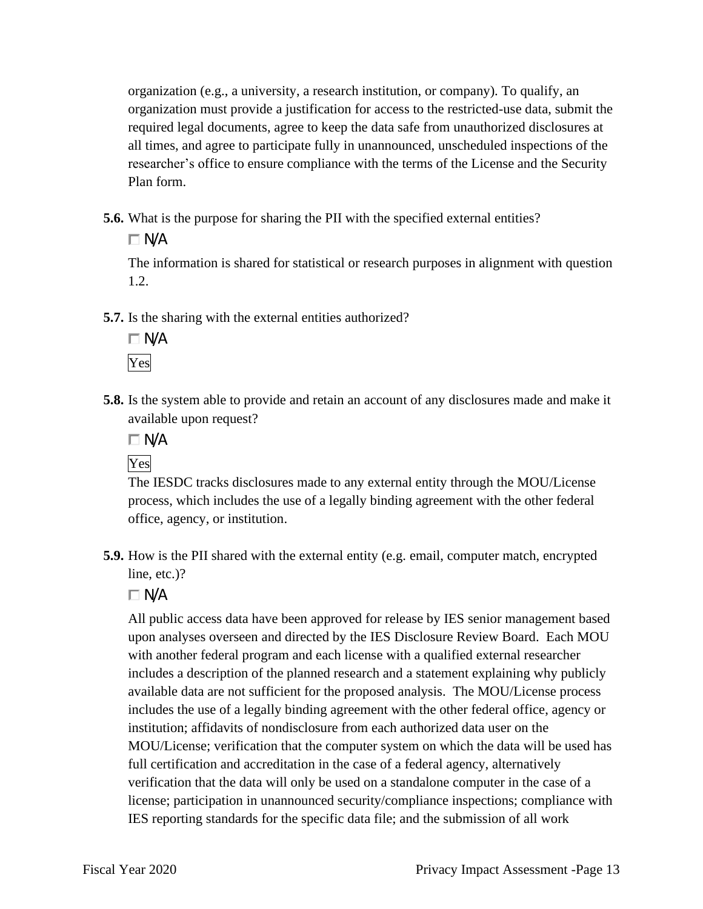organization (e.g., a university, a research institution, or company). To qualify, an organization must provide a justification for access to the restricted-use data, submit the required legal documents, agree to keep the data safe from unauthorized disclosures at all times, and agree to participate fully in unannounced, unscheduled inspections of the researcher's office to ensure compliance with the terms of the License and the Security Plan form.

**5.6.** What is the purpose for sharing the PII with the specified external entities?

☐ N/A

The information is shared for statistical or research purposes in alignment with question 1.2.

**5.7.** Is the sharing with the external entities authorized?

☐ N/A

Yes

**5.8.** Is the system able to provide and retain an account of any disclosures made and make it available upon request?

☐ N/A

Yes

The IESDC tracks disclosures made to any external entity through the MOU/License process, which includes the use of a legally binding agreement with the other federal office, agency, or institution.

**5.9.** How is the PII shared with the external entity (e.g. email, computer match, encrypted line, etc.)?

☐ N/A

All public access data have been approved for release by IES senior management based upon analyses overseen and directed by the IES Disclosure Review Board. Each MOU with another federal program and each license with a qualified external researcher includes a description of the planned research and a statement explaining why publicly available data are not sufficient for the proposed analysis. The MOU/License process includes the use of a legally binding agreement with the other federal office, agency or institution; affidavits of nondisclosure from each authorized data user on the MOU/License; verification that the computer system on which the data will be used has full certification and accreditation in the case of a federal agency, alternatively verification that the data will only be used on a standalone computer in the case of a license; participation in unannounced security/compliance inspections; compliance with IES reporting standards for the specific data file; and the submission of all work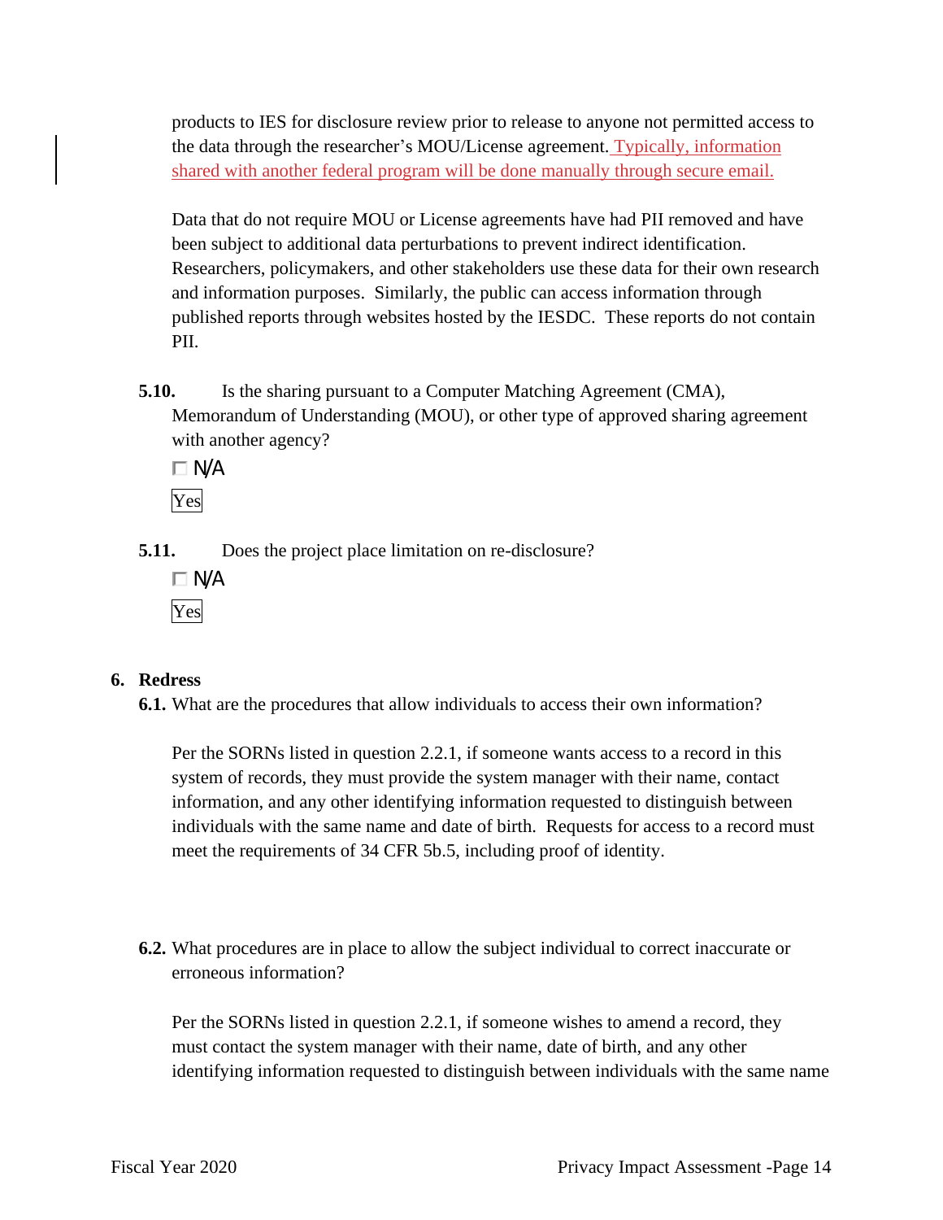products to IES for disclosure review prior to release to anyone not permitted access to the data through the researcher's MOU/License agreement. Typically, information shared with another federal program will be done manually through secure email.

Data that do not require MOU or License agreements have had PII removed and have been subject to additional data perturbations to prevent indirect identification. Researchers, policymakers, and other stakeholders use these data for their own research and information purposes. Similarly, the public can access information through published reports through websites hosted by the IESDC. These reports do not contain PII.

**5.10.** Is the sharing pursuant to a Computer Matching Agreement (CMA), Memorandum of Understanding (MOU), or other type of approved sharing agreement with another agency?

☐ N/A

Yes

**5.11.** Does the project place limitation on re-disclosure?

☐ N/A

Yes

## 6. Redress

**6.1.** What are the procedures that allow individuals to access their own information?

Per the SORNs listed in question 2.2.1, if someone wants access to a record in this system of records, they must provide the system manager with their name, contact information, and any other identifying information requested to distinguish between individuals with the same name and date of birth. Requests for access to a record must meet the requirements of 34 CFR 5b.5, including proof of identity.

**6.2.** What procedures are in place to allow the subject individual to correct inaccurate or erroneous information?

Per the SORNs listed in question 2.2.1, if someone wishes to amend a record, they must contact the system manager with their name, date of birth, and any other identifying information requested to distinguish between individuals with the same name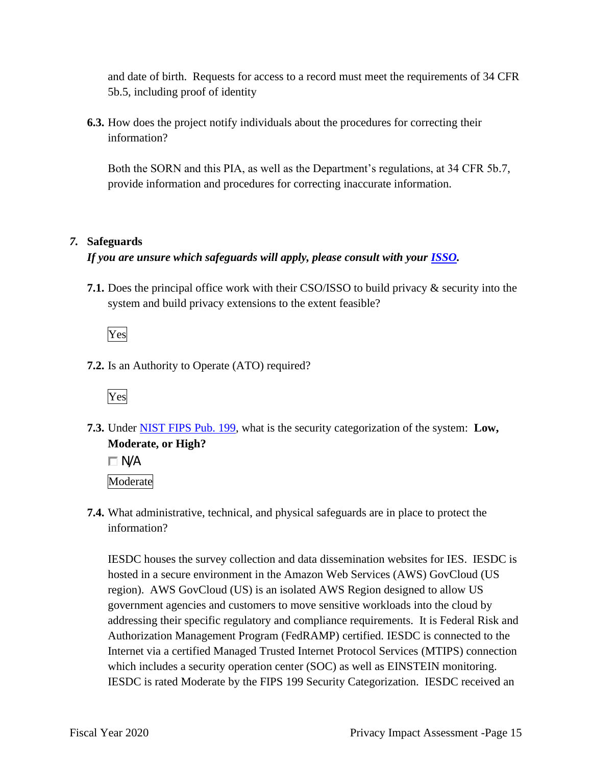and date of birth. Requests for access to a record must meet the requirements of 34 CFR 5b.5, including proof of identity

**6.3.** How does the project notify individuals about the procedures for correcting their information?

Both the SORN and this PIA, as well as the Department's regulations, at 34 CFR 5b.7, provide information and procedures for correcting inaccurate information.

## *7.* Safeguards

***If you are unsure which safeguards will apply, please consult with your [ISSO](#).***

**7.1.** Does the principal office work with their CSO/ISSO to build privacy & security into the system and build privacy extensions to the extent feasible?

Yes

**7.2.** Is an Authority to Operate (ATO) required?

Yes

**7.3.** Under [NIST FIPS Pub. 199](#), what is the security categorization of the system: **Low, Moderate, or High?**

☐ N/A

Moderate

**7.4.** What administrative, technical, and physical safeguards are in place to protect the information?

IESDC houses the survey collection and data dissemination websites for IES. IESDC is hosted in a secure environment in the Amazon Web Services (AWS) GovCloud (US region). AWS GovCloud (US) is an isolated AWS Region designed to allow US government agencies and customers to move sensitive workloads into the cloud by addressing their specific regulatory and compliance requirements. It is Federal Risk and Authorization Management Program (FedRAMP) certified. IESDC is connected to the Internet via a certified Managed Trusted Internet Protocol Services (MTIPS) connection which includes a security operation center (SOC) as well as EINSTEIN monitoring. IESDC is rated Moderate by the FIPS 199 Security Categorization. IESDC received an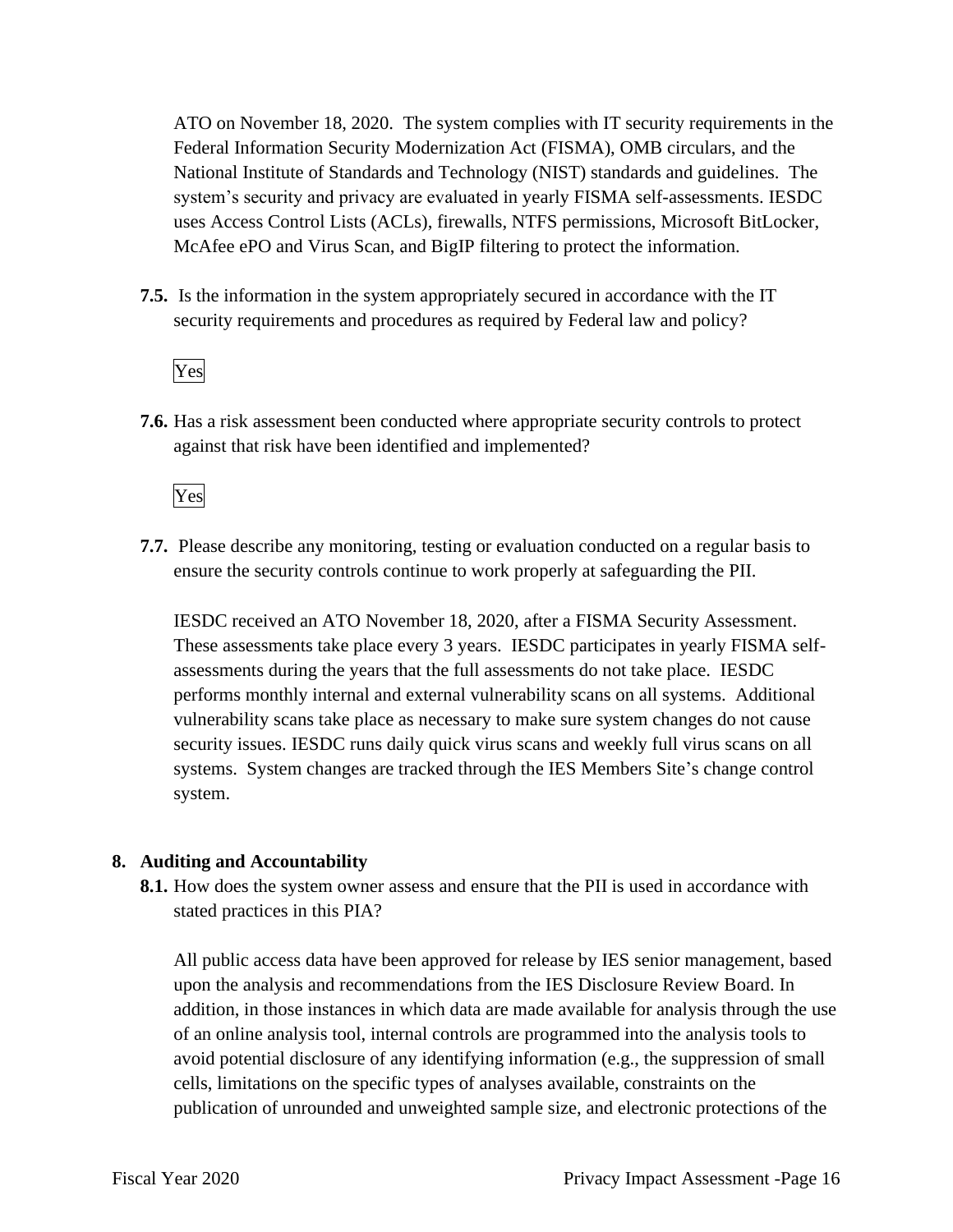ATO on November 18, 2020. The system complies with IT security requirements in the Federal Information Security Modernization Act (FISMA), OMB circulars, and the National Institute of Standards and Technology (NIST) standards and guidelines. The system's security and privacy are evaluated in yearly FISMA self-assessments. IESDC uses Access Control Lists (ACLs), firewalls, NTFS permissions, Microsoft BitLocker, McAfee ePO and Virus Scan, and BigIP filtering to protect the information.

**7.5.** Is the information in the system appropriately secured in accordance with the IT security requirements and procedures as required by Federal law and policy?

Yes

**7.6.** Has a risk assessment been conducted where appropriate security controls to protect against that risk have been identified and implemented?

Yes

**7.7.** Please describe any monitoring, testing or evaluation conducted on a regular basis to ensure the security controls continue to work properly at safeguarding the PII.

IESDC received an ATO November 18, 2020, after a FISMA Security Assessment. These assessments take place every 3 years. IESDC participates in yearly FISMA self-assessments during the years that the full assessments do not take place. IESDC performs monthly internal and external vulnerability scans on all systems. Additional vulnerability scans take place as necessary to make sure system changes do not cause security issues. IESDC runs daily quick virus scans and weekly full virus scans on all systems. System changes are tracked through the IES Members Site's change control system.

## 8. Auditing and Accountability

**8.1.** How does the system owner assess and ensure that the PII is used in accordance with stated practices in this PIA?

All public access data have been approved for release by IES senior management, based upon the analysis and recommendations from the IES Disclosure Review Board. In addition, in those instances in which data are made available for analysis through the use of an online analysis tool, internal controls are programmed into the analysis tools to avoid potential disclosure of any identifying information (e.g., the suppression of small cells, limitations on the specific types of analyses available, constraints on the publication of unrounded and unweighted sample size, and electronic protections of the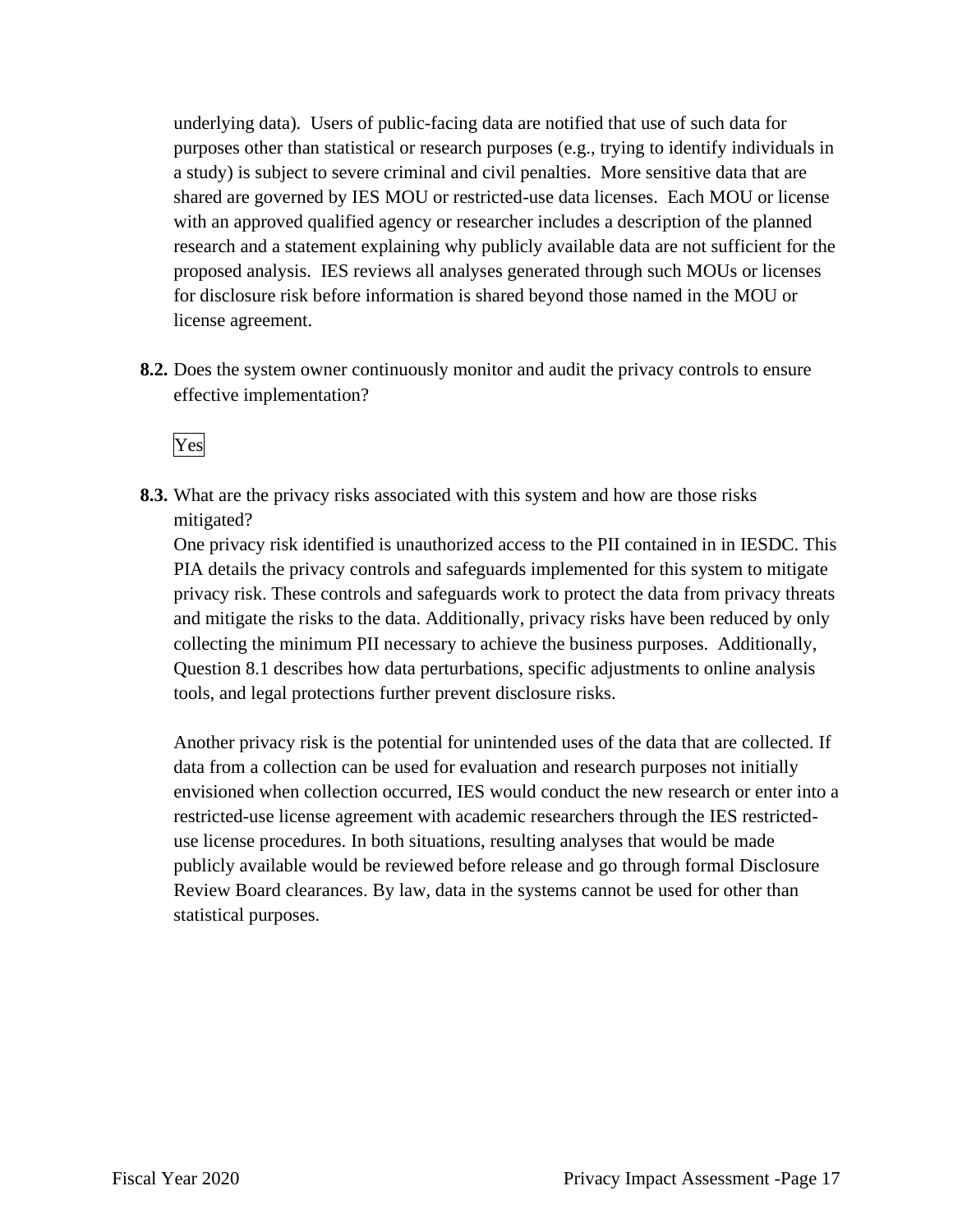underlying data). Users of public-facing data are notified that use of such data for purposes other than statistical or research purposes (e.g., trying to identify individuals in a study) is subject to severe criminal and civil penalties. More sensitive data that are shared are governed by IES MOU or restricted-use data licenses. Each MOU or license with an approved qualified agency or researcher includes a description of the planned research and a statement explaining why publicly available data are not sufficient for the proposed analysis. IES reviews all analyses generated through such MOUs or licenses for disclosure risk before information is shared beyond those named in the MOU or license agreement.

**8.2.** Does the system owner continuously monitor and audit the privacy controls to ensure effective implementation?

Yes

**8.3.** What are the privacy risks associated with this system and how are those risks mitigated?

One privacy risk identified is unauthorized access to the PII contained in in IESDC. This PIA details the privacy controls and safeguards implemented for this system to mitigate privacy risk. These controls and safeguards work to protect the data from privacy threats and mitigate the risks to the data. Additionally, privacy risks have been reduced by only collecting the minimum PII necessary to achieve the business purposes. Additionally, Question 8.1 describes how data perturbations, specific adjustments to online analysis tools, and legal protections further prevent disclosure risks.

Another privacy risk is the potential for unintended uses of the data that are collected. If data from a collection can be used for evaluation and research purposes not initially envisioned when collection occurred, IES would conduct the new research or enter into a restricted-use license agreement with academic researchers through the IES restricted-use license procedures. In both situations, resulting analyses that would be made publicly available would be reviewed before release and go through formal Disclosure Review Board clearances. By law, data in the systems cannot be used for other than statistical purposes.